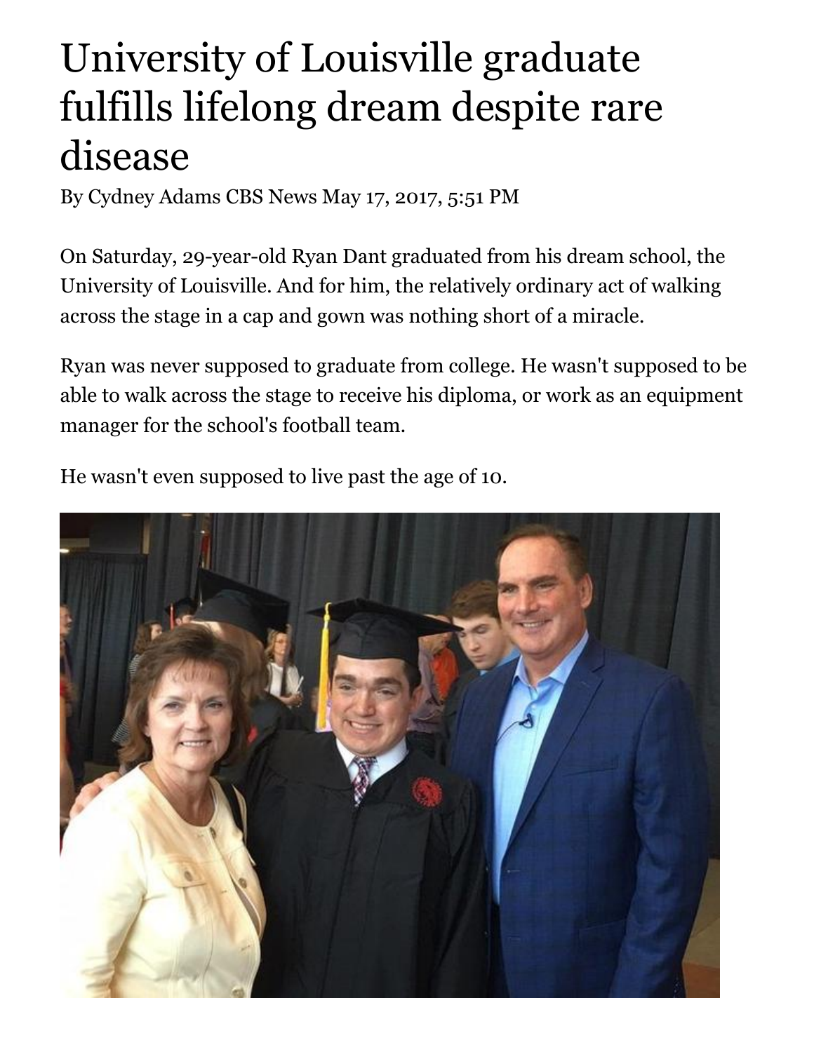# University of Louisville graduate fulfills lifelong dream despite rare disease

By Cydney Adams CBS News May 17, 2017, 5:51 PM

On Saturday, 29-year-old Ryan Dant graduated from his dream school, the University of Louisville. And for him, the relatively ordinary act of walking across the stage in a cap and gown was nothing short of a miracle.

Ryan was never supposed to graduate from college. He wasn't supposed to be able to walk across the stage to receive his diploma, or work as an equipment manager for the school's football team.

He wasn't even supposed to live past the age of 10.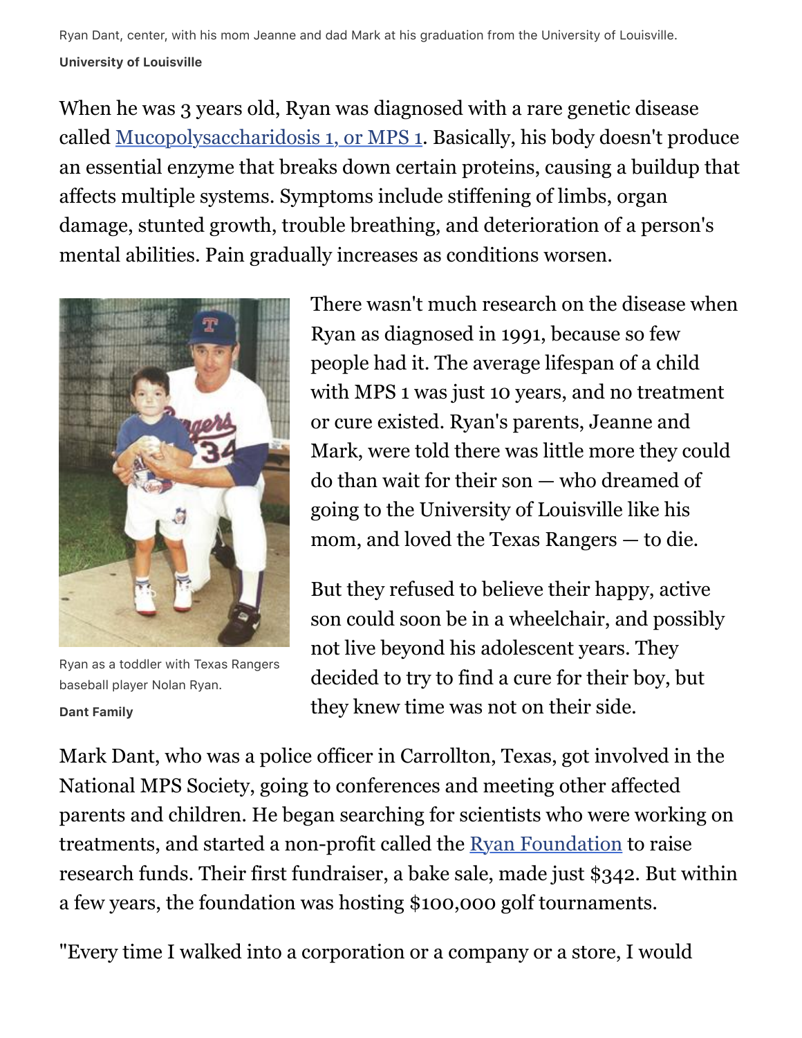Ryan Dant, center, with his mom Jeanne and dad Mark at his graduation from the University of Louisville.

**University of Louisville**

When he was 3 years old, Ryan was diagnosed with a rare genetic disease called [Mucopolysaccharidosis 1, or MPS 1](). Basically, his body doesn't produce an essential enzyme that breaks down certain proteins, causing a buildup that affects multiple systems. Symptoms include stiffening of limbs, organ damage, stunted growth, trouble breathing, and deterioration of a person's mental abilities. Pain gradually increases as conditions worsen.

Ryan as a toddler with Texas Rangers baseball player Nolan Ryan.

**Dant Family**

There wasn't much research on the disease when Ryan as diagnosed in 1991, because so few people had it. The average lifespan of a child with MPS 1 was just 10 years, and no treatment or cure existed. Ryan's parents, Jeanne and Mark, were told there was little more they could do than wait for their son — who dreamed of going to the University of Louisville like his mom, and loved the Texas Rangers — to die.

But they refused to believe their happy, active son could soon be in a wheelchair, and possibly not live beyond his adolescent years. They decided to try to find a cure for their boy, but they knew time was not on their side.

Mark Dant, who was a police officer in Carrollton, Texas, got involved in the National MPS Society, going to conferences and meeting other affected parents and children. He began searching for scientists who were working on treatments, and started a non-profit called the [Ryan Foundation]() to raise research funds. Their first fundraiser, a bake sale, made just $342. But within a few years, the foundation was hosting $100,000 golf tournaments.

"Every time I walked into a corporation or a company or a store, I would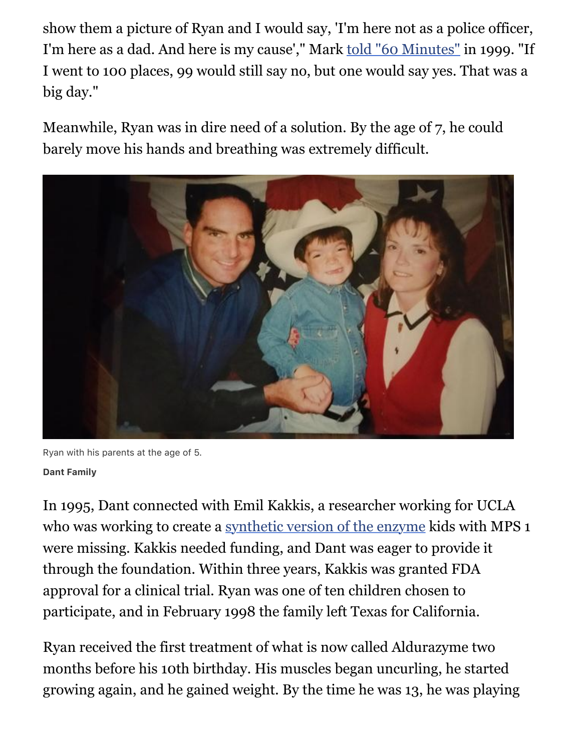show them a picture of Ryan and I would say, 'I'm here not as a police officer, I'm here as a dad. And here is my cause'," Mark told "60 Minutes" in 1999. "If I went to 100 places, 99 would still say no, but one would say yes. That was a big day."

Meanwhile, Ryan was in dire need of a solution. By the age of 7, he could barely move his hands and breathing was extremely difficult.

Ryan with his parents at the age of 5.

**Dant Family**

In 1995, Dant connected with Emil Kakkis, a researcher working for UCLA who was working to create a synthetic version of the enzyme kids with MPS 1 were missing. Kakkis needed funding, and Dant was eager to provide it through the foundation. Within three years, Kakkis was granted FDA approval for a clinical trial. Ryan was one of ten children chosen to participate, and in February 1998 the family left Texas for California.

Ryan received the first treatment of what is now called Aldurazyme two months before his 10th birthday. His muscles began uncurling, he started growing again, and he gained weight. By the time he was 13, he was playing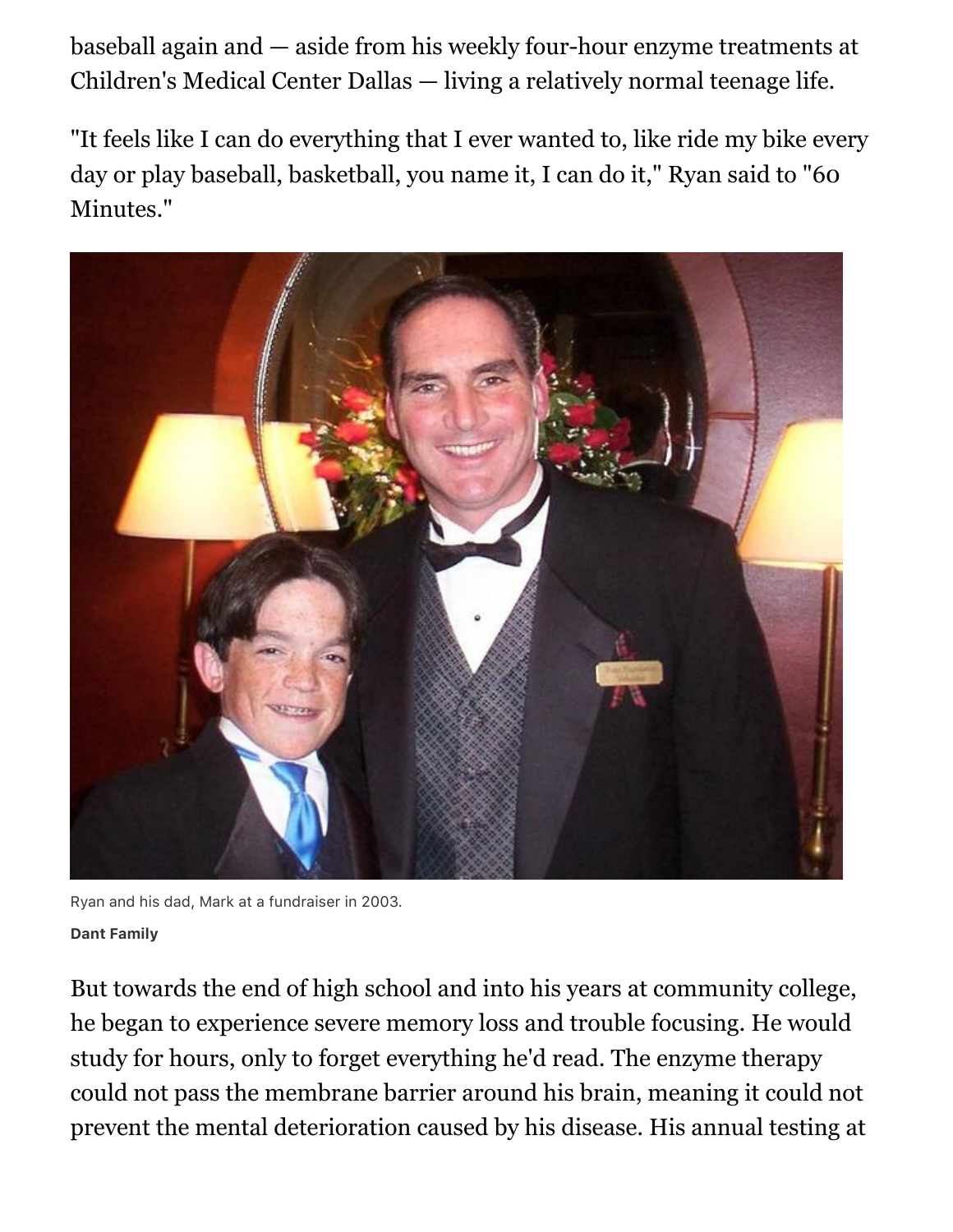baseball again and — aside from his weekly four-hour enzyme treatments at Children's Medical Center Dallas — living a relatively normal teenage life.

"It feels like I can do everything that I ever wanted to, like ride my bike every day or play baseball, basketball, you name it, I can do it," Ryan said to "60 Minutes."

Ryan and his dad, Mark at a fundraiser in 2003.

**Dant Family**

But towards the end of high school and into his years at community college, he began to experience severe memory loss and trouble focusing. He would study for hours, only to forget everything he'd read. The enzyme therapy could not pass the membrane barrier around his brain, meaning it could not prevent the mental deterioration caused by his disease. His annual testing at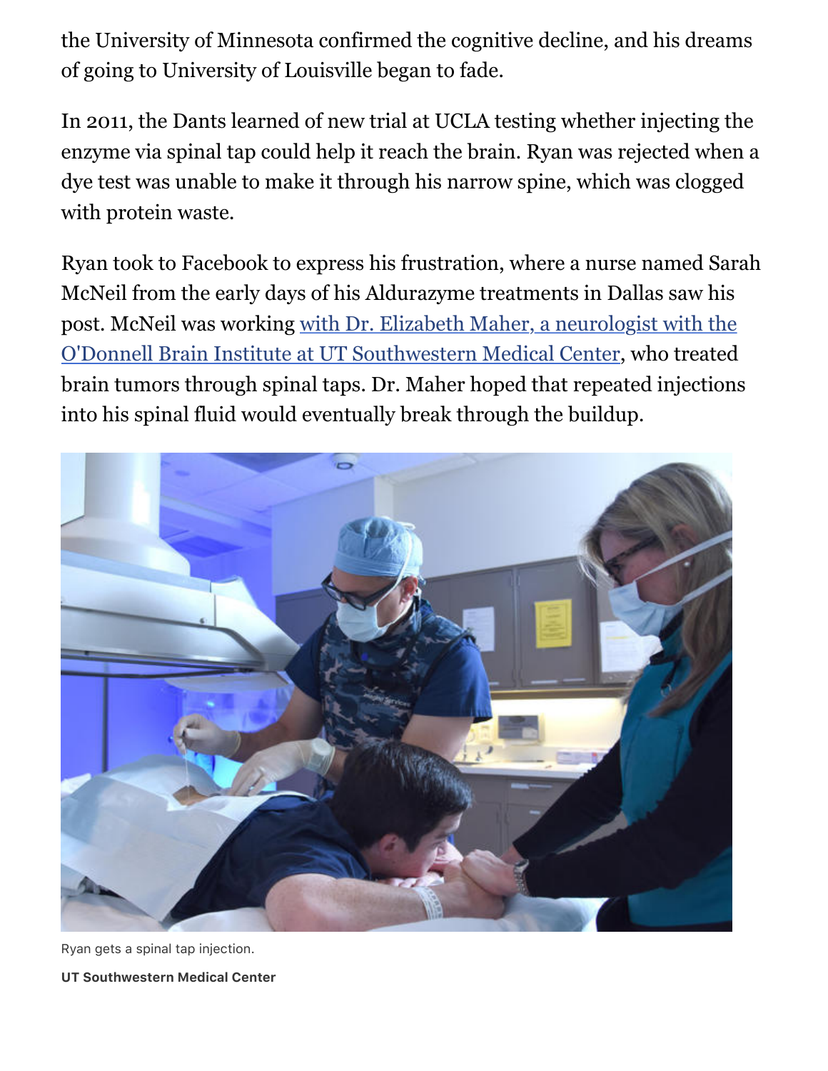the University of Minnesota confirmed the cognitive decline, and his dreams of going to University of Louisville began to fade.

In 2011, the Dants learned of new trial at UCLA testing whether injecting the enzyme via spinal tap could help it reach the brain. Ryan was rejected when a dye test was unable to make it through his narrow spine, which was clogged with protein waste.

Ryan took to Facebook to express his frustration, where a nurse named Sarah McNeil from the early days of his Aldurazyme treatments in Dallas saw his post. McNeil was working with Dr. Elizabeth Maher, a neurologist with the O'Donnell Brain Institute at UT Southwestern Medical Center, who treated brain tumors through spinal taps. Dr. Maher hoped that repeated injections into his spinal fluid would eventually break through the buildup.

Ryan gets a spinal tap injection.

**UT Southwestern Medical Center**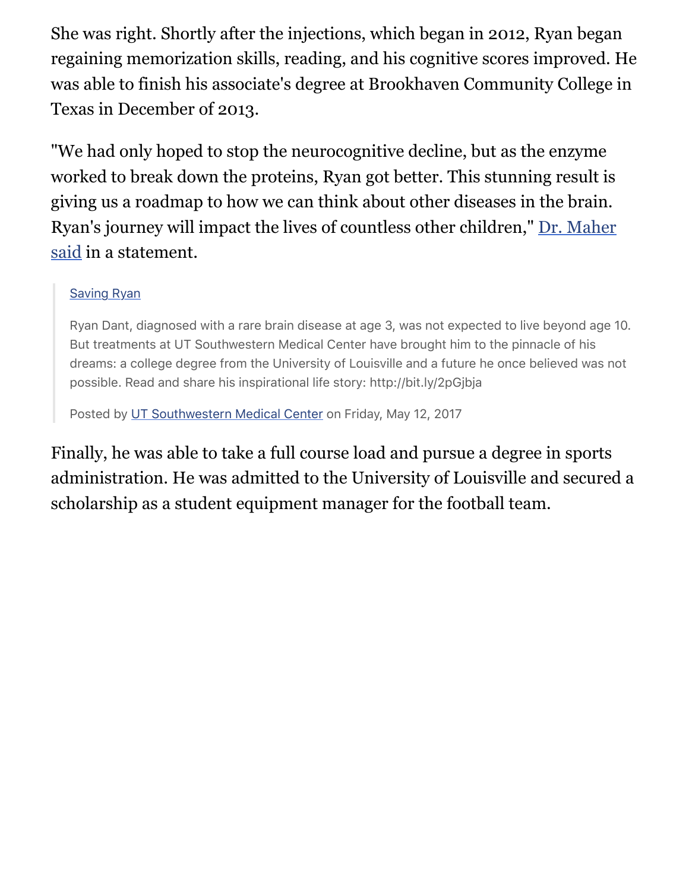She was right. Shortly after the injections, which began in 2012, Ryan began regaining memorization skills, reading, and his cognitive scores improved. He was able to finish his associate's degree at Brookhaven Community College in Texas in December of 2013.

"We had only hoped to stop the neurocognitive decline, but as the enzyme worked to break down the proteins, Ryan got better. This stunning result is giving us a roadmap to how we can think about other diseases in the brain. Ryan's journey will impact the lives of countless other children," Dr. Maher said in a statement.

> Saving Ryan
>
> Ryan Dant, diagnosed with a rare brain disease at age 3, was not expected to live beyond age 10. But treatments at UT Southwestern Medical Center have brought him to the pinnacle of his dreams: a college degree from the University of Louisville and a future he once believed was not possible. Read and share his inspirational life story: http://bit.ly/2pGjbja
>
> Posted by UT Southwestern Medical Center on Friday, May 12, 2017

Finally, he was able to take a full course load and pursue a degree in sports administration. He was admitted to the University of Louisville and secured a scholarship as a student equipment manager for the football team.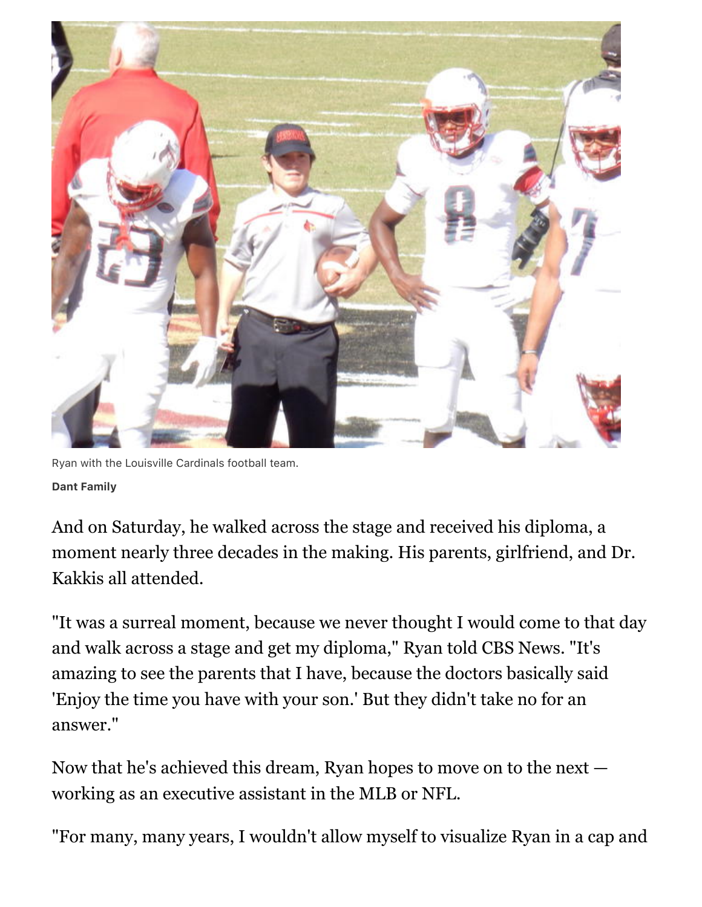Ryan with the Louisville Cardinals football team.

**Dant Family**

And on Saturday, he walked across the stage and received his diploma, a moment nearly three decades in the making. His parents, girlfriend, and Dr. Kakkis all attended.

"It was a surreal moment, because we never thought I would come to that day and walk across a stage and get my diploma," Ryan told CBS News. "It's amazing to see the parents that I have, because the doctors basically said 'Enjoy the time you have with your son.' But they didn't take no for an answer."

Now that he's achieved this dream, Ryan hopes to move on to the next — working as an executive assistant in the MLB or NFL.

"For many, many years, I wouldn't allow myself to visualize Ryan in a cap and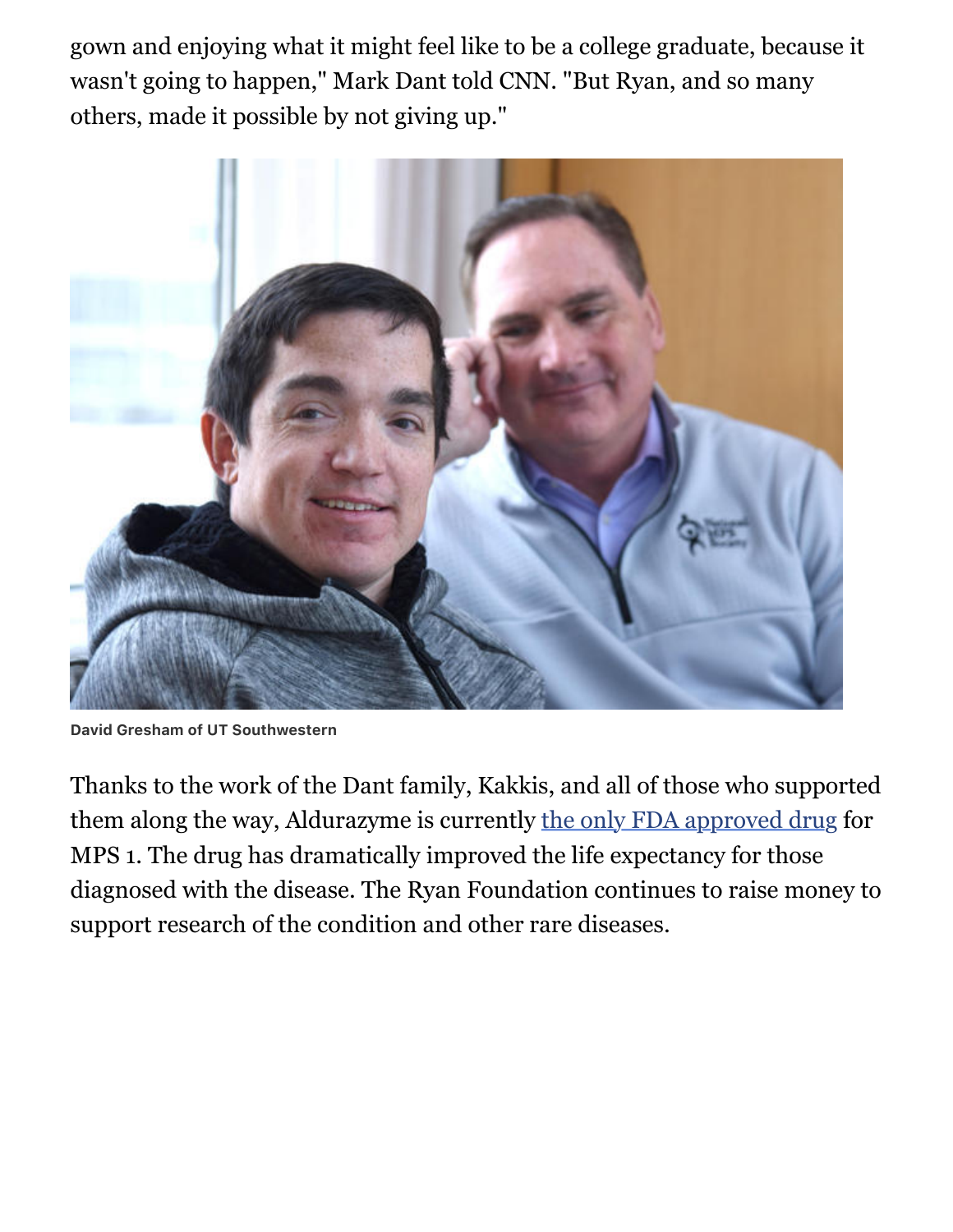gown and enjoying what it might feel like to be a college graduate, because it wasn't going to happen," Mark Dant told CNN. "But Ryan, and so many others, made it possible by not giving up."

David Gresham of UT Southwestern

Thanks to the work of the Dant family, Kakkis, and all of those who supported them along the way, Aldurazyme is currently the only FDA approved drug for MPS 1. The drug has dramatically improved the life expectancy for those diagnosed with the disease. The Ryan Foundation continues to raise money to support research of the condition and other rare diseases.